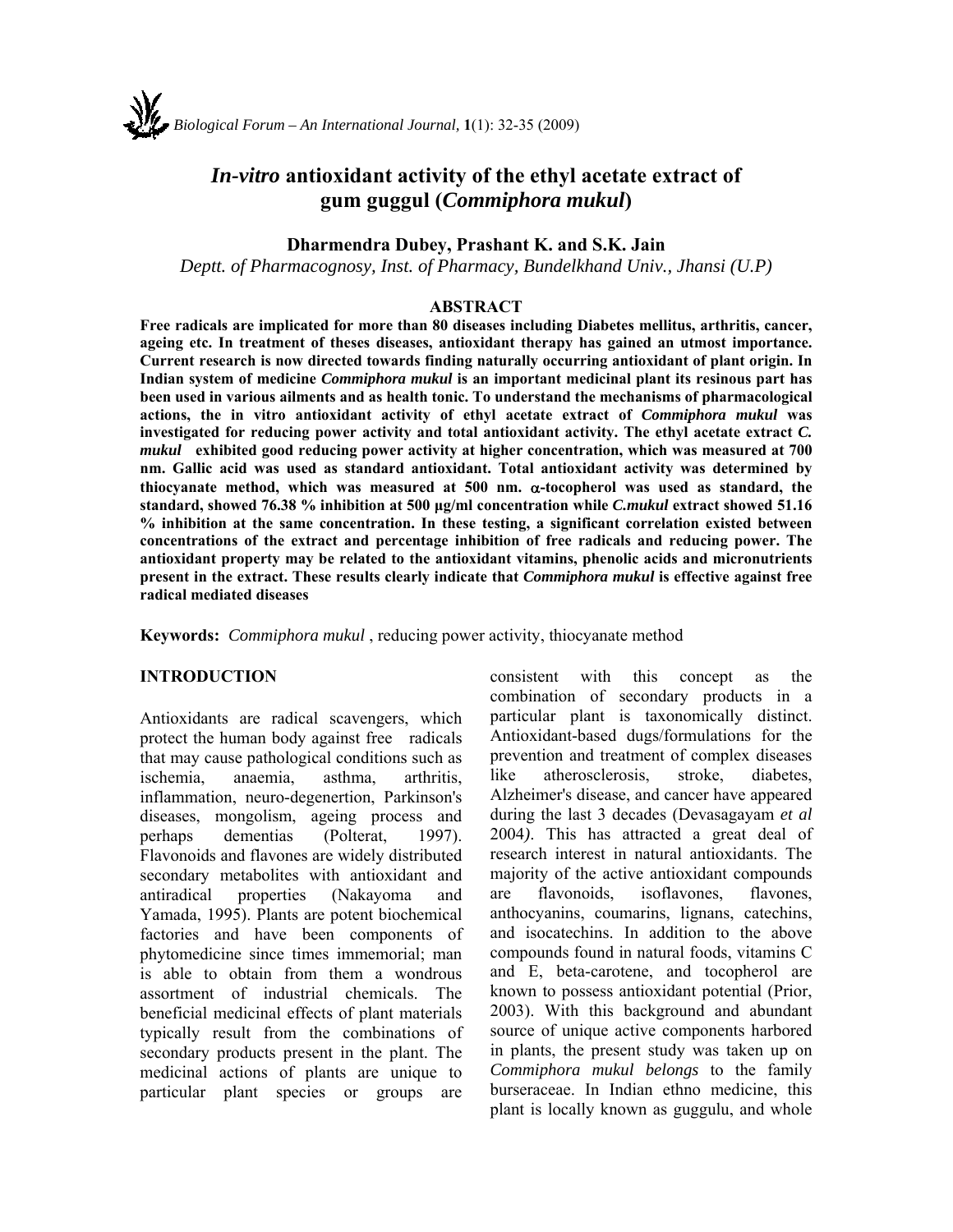# *In-vitro* antioxidant activity of the ethyl acetate extract of gum guggul (*Commiphora mukul*)

**Dharmendra Dubey, Prashant K. and S.K. Jain**

*Deptt. of Pharmacognosy, Inst. of Pharmacy, Bundelkhand Univ., Jhansi (U.P)*

## ABSTRACT

**Free radicals are implicated for more than 80 diseases including Diabetes mellitus, arthritis, cancer, ageing etc. In treatment of theses diseases, antioxidant therapy has gained an utmost importance. Current research is now directed towards finding naturally occurring antioxidant of plant origin. In Indian system of medicine *Commiphora mukul* is an important medicinal plant its resinous part has been used in various ailments and as health tonic. To understand the mechanisms of pharmacological actions, the in vitro antioxidant activity of ethyl acetate extract of *Commiphora mukul* was investigated for reducing power activity and total antioxidant activity. The ethyl acetate extract *C. mukul* exhibited good reducing power activity at higher concentration, which was measured at 700 nm. Gallic acid was used as standard antioxidant. Total antioxidant activity was determined by thiocyanate method, which was measured at 500 nm. α-tocopherol was used as standard, the standard, showed 76.38 % inhibition at 500 µg/ml concentration while *C.mukul* extract showed 51.16 % inhibition at the same concentration. In these testing, a significant correlation existed between concentrations of the extract and percentage inhibition of free radicals and reducing power. The antioxidant property may be related to the antioxidant vitamins, phenolic acids and micronutrients present in the extract. These results clearly indicate that *Commiphora mukul* is effective against free radical mediated diseases**

**Keywords:** *Commiphora mukul* , reducing power activity, thiocyanate method

## INTRODUCTION

Antioxidants are radical scavengers, which protect the human body against free radicals that may cause pathological conditions such as ischemia, anaemia, asthma, arthritis, inflammation, neuro-degenertion, Parkinson's diseases, mongolism, ageing process and perhaps dementias (Polterat, 1997). Flavonoids and flavones are widely distributed secondary metabolites with antioxidant and antiradical properties (Nakayoma and Yamada, 1995). Plants are potent biochemical factories and have been components of phytomedicine since times immemorial; man is able to obtain from them a wondrous assortment of industrial chemicals. The beneficial medicinal effects of plant materials typically result from the combinations of secondary products present in the plant. The medicinal actions of plants are unique to particular plant species or groups are consistent with this concept as the combination of secondary products in a particular plant is taxonomically distinct. Antioxidant-based dugs/formulations for the prevention and treatment of complex diseases like atherosclerosis, stroke, diabetes, Alzheimer's disease, and cancer have appeared during the last 3 decades (Devasagayam *et al* 2004). This has attracted a great deal of research interest in natural antioxidants. The majority of the active antioxidant compounds are flavonoids, isoflavones, flavones, anthocyanins, coumarins, lignans, catechins, and isocatechins. In addition to the above compounds found in natural foods, vitamins C and E, beta-carotene, and tocopherol are known to possess antioxidant potential (Prior, 2003). With this background and abundant source of unique active components harbored in plants, the present study was taken up on *Commiphora mukul belongs* to the family burseraceae. In Indian ethno medicine, this plant is locally known as guggulu, and whole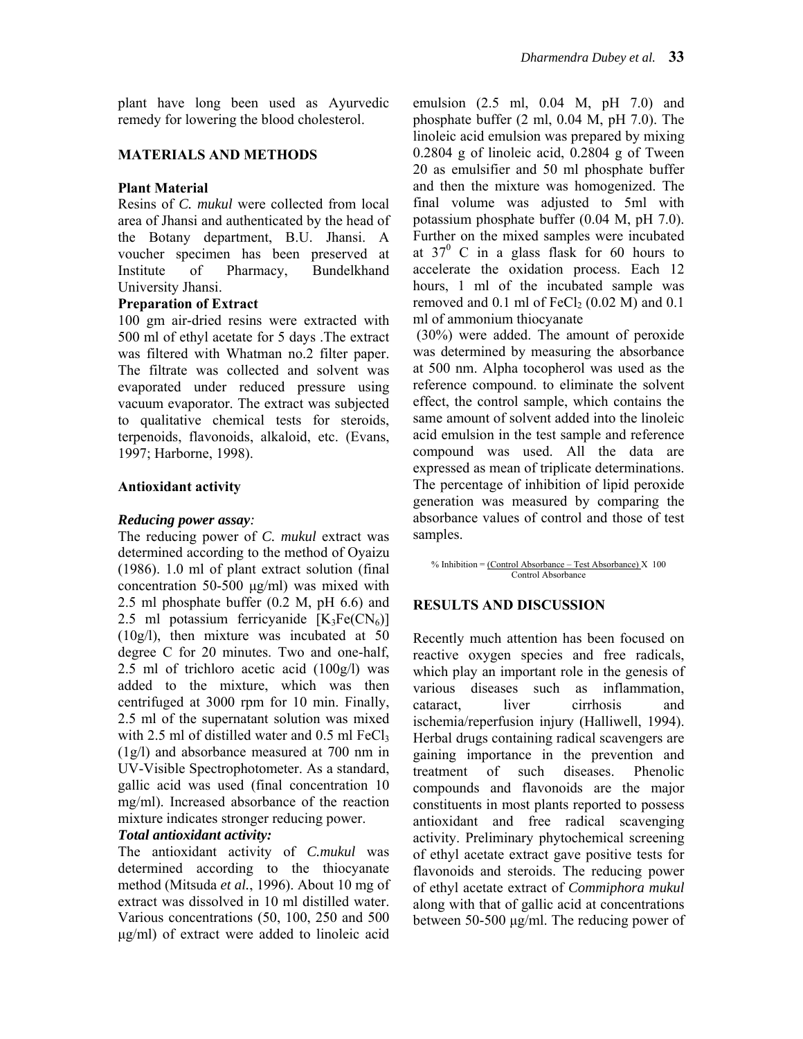plant have long been used as Ayurvedic remedy for lowering the blood cholesterol.

## MATERIALS AND METHODS

### Plant Material

Resins of *C. mukul* were collected from local area of Jhansi and authenticated by the head of the Botany department, B.U. Jhansi. A voucher specimen has been preserved at Institute of Pharmacy, Bundelkhand University Jhansi.

### Preparation of Extract

100 gm air-dried resins were extracted with 500 ml of ethyl acetate for 5 days .The extract was filtered with Whatman no.2 filter paper. The filtrate was collected and solvent was evaporated under reduced pressure using vacuum evaporator. The extract was subjected to qualitative chemical tests for steroids, terpenoids, flavonoids, alkaloid, etc. (Evans, 1997; Harborne, 1998).

### Antioxidant activity

***Reducing power assay:***

The reducing power of *C. mukul* extract was determined according to the method of Oyaizu (1986). 1.0 ml of plant extract solution (final concentration 50-500 µg/ml) was mixed with 2.5 ml phosphate buffer (0.2 M, pH 6.6) and 2.5 ml potassium ferricyanide [$K_3Fe(CN_6)$] (10g/l), then mixture was incubated at 50 degree C for 20 minutes. Two and one-half, 2.5 ml of trichloro acetic acid (100g/l) was added to the mixture, which was then centrifuged at 3000 rpm for 10 min. Finally, 2.5 ml of the supernatant solution was mixed with 2.5 ml of distilled water and 0.5 ml $FeCl_3$ (1g/l) and absorbance measured at 700 nm in UV-Visible Spectrophotometer. As a standard, gallic acid was used (final concentration 10 mg/ml). Increased absorbance of the reaction mixture indicates stronger reducing power.

***Total antioxidant activity:***

The antioxidant activity of *C.mukul* was determined according to the thiocyanate method (Mitsuda *et al.*, 1996). About 10 mg of extract was dissolved in 10 ml distilled water. Various concentrations (50, 100, 250 and 500 µg/ml) of extract were added to linoleic acid emulsion (2.5 ml, 0.04 M, pH 7.0) and phosphate buffer (2 ml, 0.04 M, pH 7.0). The linoleic acid emulsion was prepared by mixing 0.2804 g of linoleic acid, 0.2804 g of Tween 20 as emulsifier and 50 ml phosphate buffer and then the mixture was homogenized. The final volume was adjusted to 5ml with potassium phosphate buffer (0.04 M, pH 7.0). Further on the mixed samples were incubated at $37^0$ C in a glass flask for 60 hours to accelerate the oxidation process. Each 12 hours, 1 ml of the incubated sample was removed and 0.1 ml of $FeCl_2$ (0.02 M) and 0.1 ml of ammonium thiocyanate (30%) were added. The amount of peroxide was determined by measuring the absorbance at 500 nm. Alpha tocopherol was used as the reference compound. to eliminate the solvent effect, the control sample, which contains the same amount of solvent added into the linoleic acid emulsion in the test sample and reference compound was used. All the data are expressed as mean of triplicate determinations. The percentage of inhibition of lipid peroxide generation was measured by comparing the absorbance values of control and those of test samples.

$$\% \text{ Inhibition} = \frac{\text{Control Absorbance} - \text{Test Absorbance}}{\text{Control Absorbance}} \times 100$$

## RESULTS AND DISCUSSION

Recently much attention has been focused on reactive oxygen species and free radicals, which play an important role in the genesis of various diseases such as inflammation, cataract, liver cirrhosis and ischemia/reperfusion injury (Halliwell, 1994). Herbal drugs containing radical scavengers are gaining importance in the prevention and treatment of such diseases. Phenolic compounds and flavonoids are the major constituents in most plants reported to possess antioxidant and free radical scavenging activity. Preliminary phytochemical screening of ethyl acetate extract gave positive tests for flavonoids and steroids. The reducing power of ethyl acetate extract of *Commiphora mukul* along with that of gallic acid at concentrations between 50-500 µg/ml. The reducing power of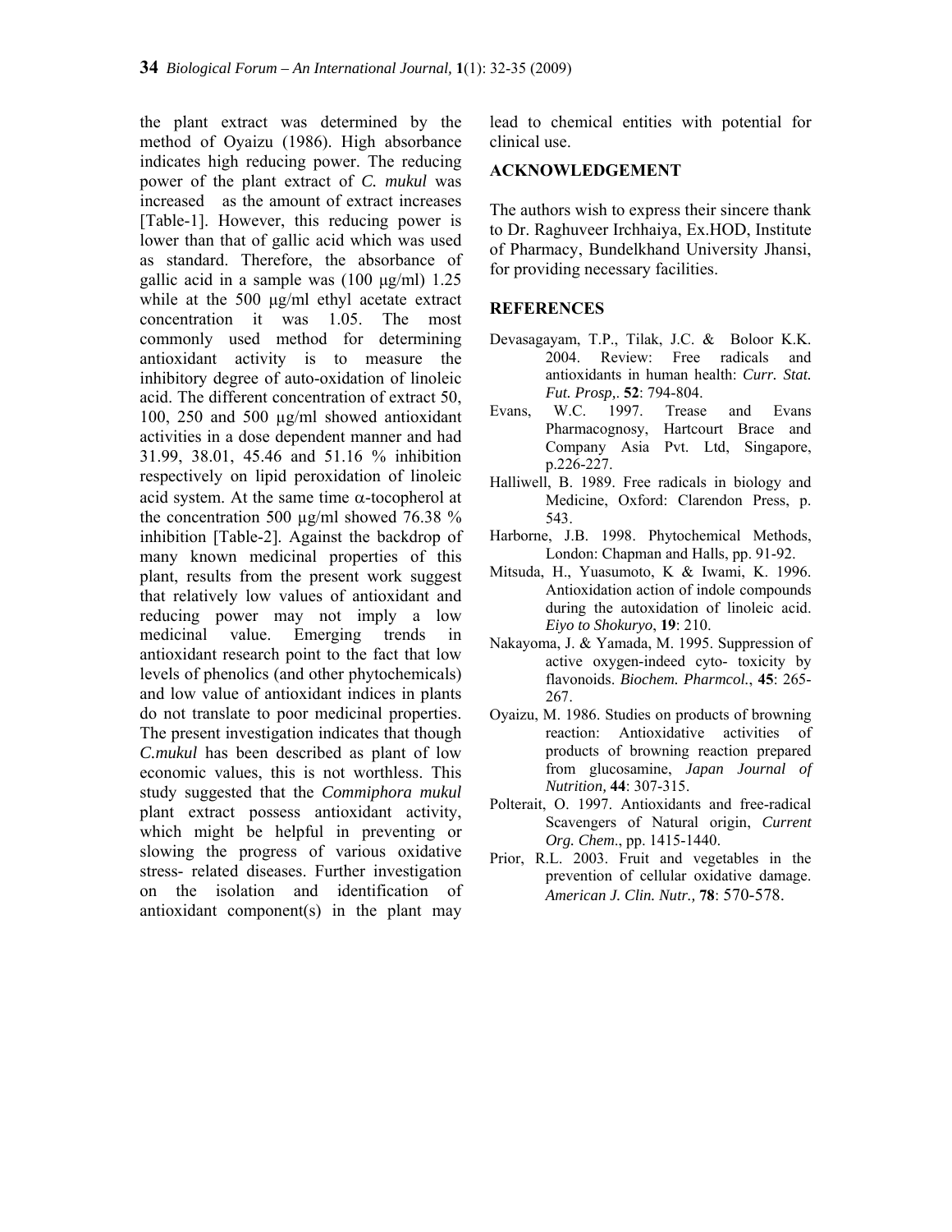the plant extract was determined by the method of Oyaizu (1986). High absorbance indicates high reducing power. The reducing power of the plant extract of *C. mukul* was increased as the amount of extract increases [Table-1]. However, this reducing power is lower than that of gallic acid which was used as standard. Therefore, the absorbance of gallic acid in a sample was (100 µg/ml) 1.25 while at the 500 µg/ml ethyl acetate extract concentration it was 1.05. The most commonly used method for determining antioxidant activity is to measure the inhibitory degree of auto-oxidation of linoleic acid. The different concentration of extract 50, 100, 250 and 500 µg/ml showed antioxidant activities in a dose dependent manner and had 31.99, 38.01, 45.46 and 51.16 % inhibition respectively on lipid peroxidation of linoleic acid system. At the same time $\alpha$-tocopherol at the concentration 500 µg/ml showed 76.38 % inhibition [Table-2]. Against the backdrop of many known medicinal properties of this plant, results from the present work suggest that relatively low values of antioxidant and reducing power may not imply a low medicinal value. Emerging trends in antioxidant research point to the fact that low levels of phenolics (and other phytochemicals) and low value of antioxidant indices in plants do not translate to poor medicinal properties. The present investigation indicates that though *C.mukul* has been described as plant of low economic values, this is not worthless. This study suggested that the *Commiphora mukul* plant extract possess antioxidant activity, which might be helpful in preventing or slowing the progress of various oxidative stress- related diseases. Further investigation on the isolation and identification of antioxidant component(s) in the plant may lead to chemical entities with potential for clinical use.

## ACKNOWLEDGEMENT

The authors wish to express their sincere thank to Dr. Raghuveer Irchhaiya, Ex.HOD, Institute of Pharmacy, Bundelkhand University Jhansi, for providing necessary facilities.

## REFERENCES

Devasagayam, T.P., Tilak, J.C. & Boloor K.K. 2004. Review: Free radicals and antioxidants in human health: *Curr. Stat. Fut. Prosp,.* **52**: 794-804.

Evans, W.C. 1997. Trease and Evans Pharmacognosy, Hartcourt Brace and Company Asia Pvt. Ltd, Singapore, p.226-227.

Halliwell, B. 1989. Free radicals in biology and Medicine, Oxford: Clarendon Press, p. 543.

Harborne, J.B. 1998. Phytochemical Methods, London: Chapman and Halls, pp. 91-92.

Mitsuda, H., Yuasumoto, K & Iwami, K. 1996. Antioxidation action of indole compounds during the autoxidation of linoleic acid. *Eiyo to Shokuryo*, **19**: 210.

Nakayoma, J. & Yamada, M. 1995. Suppression of active oxygen-indeed cyto- toxicity by flavonoids. *Biochem. Pharmcol.*, **45**: 265-267.

Oyaizu, M. 1986. Studies on products of browning reaction: Antioxidative activities of products of browning reaction prepared from glucosamine, *Japan Journal of Nutrition,* **44**: 307-315.

Polterait, O. 1997. Antioxidants and free-radical Scavengers of Natural origin, *Current Org. Chem*., pp. 1415-1440.

Prior, R.L. 2003. Fruit and vegetables in the prevention of cellular oxidative damage. *American J. Clin. Nutr.,* **78**: 570-578.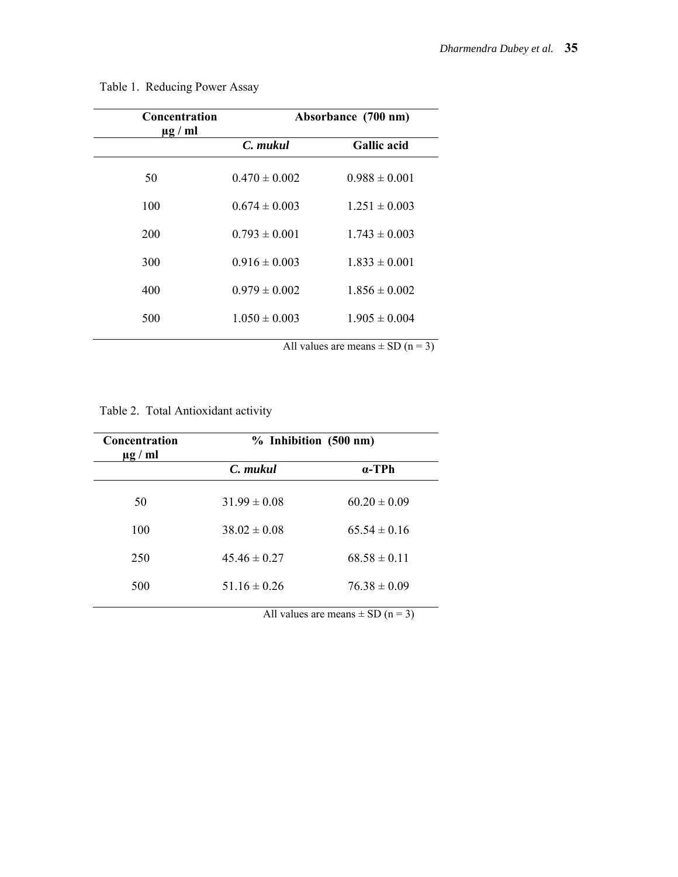Table 1. Reducing Power Assay

| Concentration µg / ml | Absorbance (700 nm) | |
|---|---|---|
| | ***C. mukul*** | **Gallic acid** |
| 50 | 0.470 ± 0.002 | 0.988 ± 0.001 |
| 100 | 0.674 ± 0.003 | 1.251 ± 0.003 |
| 200 | 0.793 ± 0.001 | 1.743 ± 0.003 |
| 300 | 0.916 ± 0.003 | 1.833 ± 0.001 |
| 400 | 0.979 ± 0.002 | 1.856 ± 0.002 |
| 500 | 1.050 ± 0.003 | 1.905 ± 0.004 |

All values are means ± SD (n = 3)

Table 2. Total Antioxidant activity

| Concentration µg / ml | % Inhibition (500 nm) | |
|---|---|---|
| | ***C. mukul*** | **α-TPh** |
| 50 | 31.99 ± 0.08 | 60.20 ± 0.09 |
| 100 | 38.02 ± 0.08 | 65.54 ± 0.16 |
| 250 | 45.46 ± 0.27 | 68.58 ± 0.11 |
| 500 | 51.16 ± 0.26 | 76.38 ± 0.09 |

All values are means ± SD (n = 3)